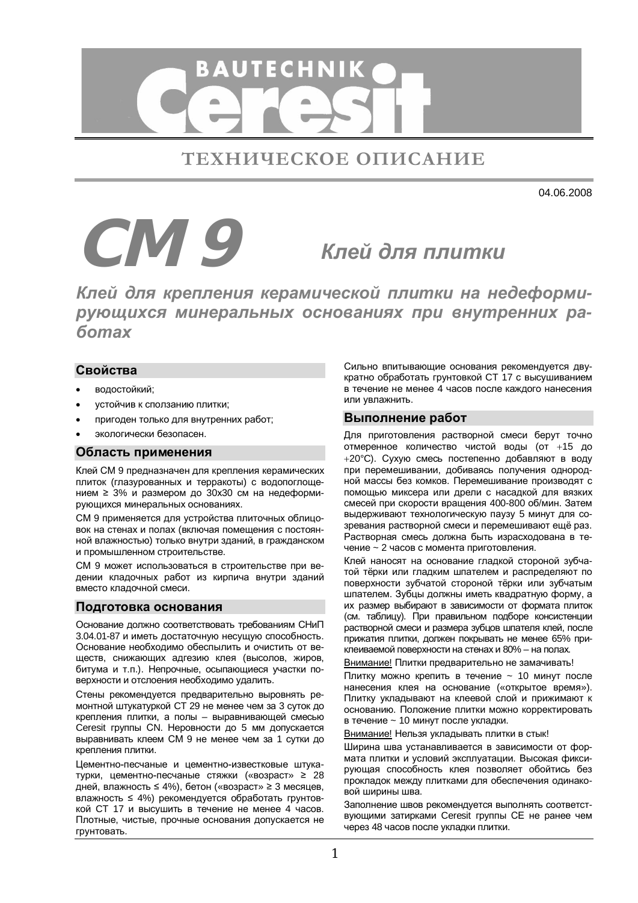BAUTECHNIK Ceresit

ТЕХНИЧЕСКОЕ ОПИСАНИЕ

04.06.2008

# CM 9 *Клей для плитки*

## *Клей для крепления керамической плитки на недеформирующихся минеральных основаниях при внутренних работах*

### Свойства

- водостойкий;
- устойчив к сползанию плитки;
- пригоден только для внутренних работ;
- экологически безопасен.

### Область применения

Клей СМ 9 предназначен для крепления керамических плиток (глазурованных и терракоты) с водопоглощением ≥ 3% и размером до 30х30 см на недеформирующихся минеральных основаниях.

СМ 9 применяется для устройства плиточных облицовок на стенах и полах (включая помещения с постоянной влажностью) только внутри зданий, в гражданском и промышленном строительстве.

СМ 9 может использоваться в строительстве при ведении кладочных работ из кирпича внутри зданий вместо кладочной смеси.

### Подготовка основания

Основание должно соответствовать требованиям СНиП 3.04.01-87 и иметь достаточную несущую способность. Основание необходимо обеспылить и очистить от веществ, снижающих адгезию клея (высолов, жиров, битума и т.п.). Непрочные, осыпающиеся участки поверхности и отслоения необходимо удалить.

Стены рекомендуется предварительно выровнять ремонтной штукатуркой СТ 29 не менее чем за 3 суток до крепления плитки, а полы – выравнивающей смесью Ceresit группы CN. Неровности до 5 мм допускается выравнивать клеем СМ 9 не менее чем за 1 сутки до крепления плитки.

Цементно-песчаные и цементно-известковые штукатурки, цементно-песчаные стяжки («возраст» ≥ 28 дней, влажность ≤ 4%), бетон («возраст» ≥ 3 месяцев, влажность ≤ 4%) рекомендуется обработать грунтовкой СТ 17 и высушить в течение не менее 4 часов. Плотные, чистые, прочные основания допускается не грунтовать.

Сильно впитывающие основания рекомендуется двукратно обработать грунтовкой СТ 17 с высушиванием в течение не менее 4 часов после каждого нанесения или увлажнить.

### Выполнение работ

Для приготовления растворной смеси берут точно отмеренное количество чистой воды (от +15 до +20°С). Сухую смесь постепенно добавляют в воду при перемешивании, добиваясь получения однородной массы без комков. Перемешивание производят с помощью миксера или дрели с насадкой для вязких смесей при скорости вращения 400-800 об/мин. Затем выдерживают технологическую паузу 5 минут для созревания растворной смеси и перемешивают ещё раз. Растворная смесь должна быть израсходована в течение ~ 2 часов с момента приготовления.

Клей наносят на основание гладкой стороной зубчатой тёрки или гладким шпателем и распределяют по поверхности зубчатой стороной тёрки или зубчатым шпателем. Зубцы должны иметь квадратную форму, а их размер выбирают в зависимости от формата плиток (см. таблицу). При правильном подборе консистенции растворной смеси и размера зубцов шпателя клей, после прижатия плитки, должен покрывать не менее 65% приклеиваемой поверхности на стенах и 80% – на полах.

Внимание! Плитки предварительно не замачивать!

Плитку можно крепить в течение ~ 10 минут после нанесения клея на основание («открытое время»). Плитку укладывают на клеевой слой и прижимают к основанию. Положение плитки можно корректировать в течение ~ 10 минут после укладки.

Внимание! Нельзя укладывать плитки в стык!

Ширина шва устанавливается в зависимости от формата плитки и условий эксплуатации. Высокая фиксирующая способность клея позволяет обойтись без прокладок между плитками для обеспечения одинаковой ширины шва.

Заполнение швов рекомендуется выполнять соответствующими затирками Ceresit группы СЕ не ранее чем через 48 часов после укладки плитки.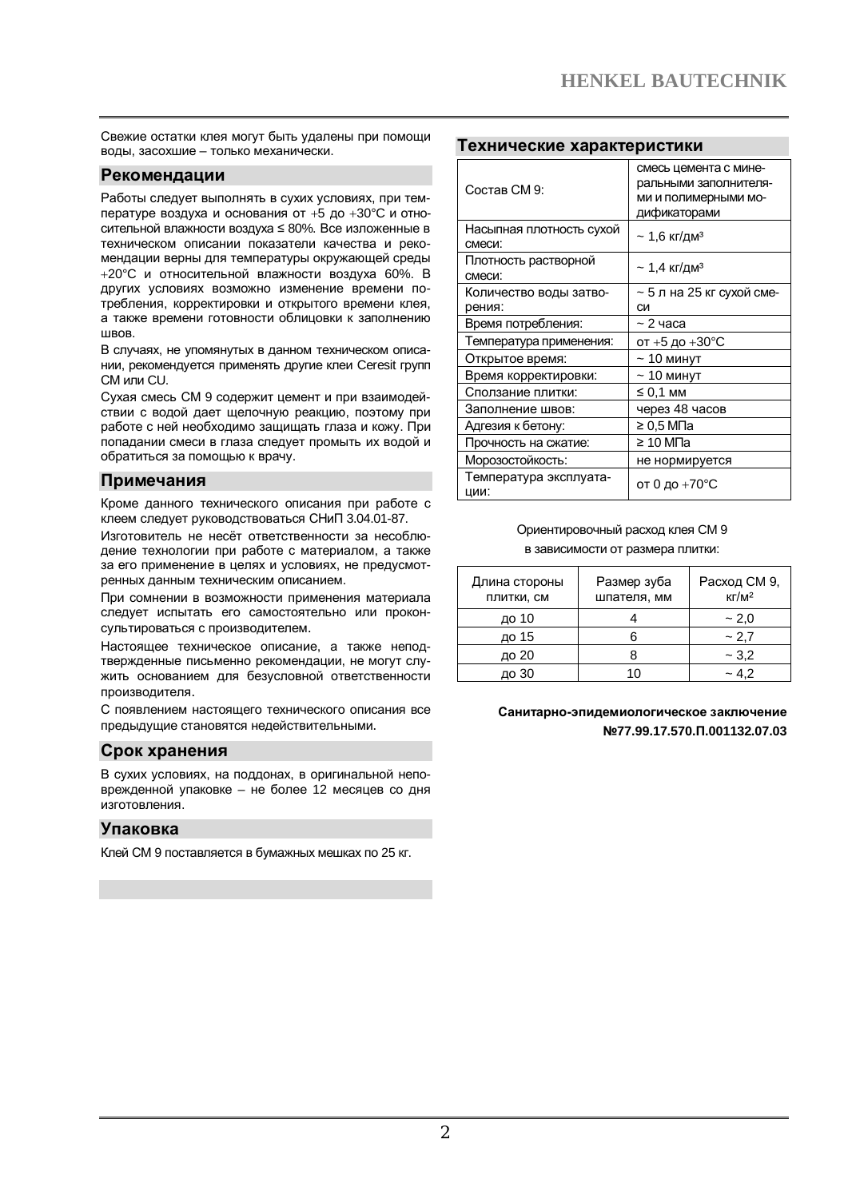Свежие остатки клея могут быть удалены при помощи воды, засохшие – только механически.

## Рекомендации

Работы следует выполнять в сухих условиях, при температуре воздуха и основания от +5 до +30°С и относительной влажности воздуха ≤ 80%. Все изложенные в техническом описании показатели качества и рекомендации верны для температуры окружающей среды +20°С и относительной влажности воздуха 60%. В других условиях возможно изменение времени потребления, корректировки и открытого времени клея, а также времени готовности облицовки к заполнению швов.

В случаях, не упомянутых в данном техническом описании, рекомендуется применять другие клеи Ceresit групп CM или CU.

Сухая смесь CM 9 содержит цемент и при взаимодействии с водой дает щелочную реакцию, поэтому при работе с ней необходимо защищать глаза и кожу. При попадании смеси в глаза следует промыть их водой и обратиться за помощью к врачу.

## Примечания

Кроме данного технического описания при работе с клеем следует руководствоваться СНиП 3.04.01-87.

Изготовитель не несёт ответственности за несоблюдение технологии при работе с материалом, а также за его применение в целях и условиях, не предусмотренных данным техническим описанием.

При сомнении в возможности применения материала следует испытать его самостоятельно или проконсультироваться с производителем.

Настоящее техническое описание, а также неподтвержденные письменно рекомендации, не могут служить основанием для безусловной ответственности производителя.

С появлением настоящего технического описания все предыдущие становятся недействительными.

## Срок хранения

В сухих условиях, на поддонах, в оригинальной неповрежденной упаковке – не более 12 месяцев со дня изготовления.

## Упаковка

Клей CM 9 поставляется в бумажных мешках по 25 кг.

## Технические характеристики

| | |
|---|---|
| Состав CM 9: | смесь цемента с минеральными заполнителями и полимерными модификаторами |
| Насыпная плотность сухой смеси: | ~ 1,6 кг/дм³ |
| Плотность растворной смеси: | ~ 1,4 кг/дм³ |
| Количество воды затворения: | ~ 5 л на 25 кг сухой смеси |
| Время потребления: | ~ 2 часа |
| Температура применения: | от +5 до +30°С |
| Открытое время: | ~ 10 минут |
| Время корректировки: | ~ 10 минут |
| Сползание плитки: | ≤ 0,1 мм |
| Заполнение швов: | через 48 часов |
| Адгезия к бетону: | ≥ 0,5 МПа |
| Прочность на сжатие: | ≥ 10 МПа |
| Морозостойкость: | не нормируется |
| Температура эксплуатации: | от 0 до +70°С |

Ориентировочный расход клея CM 9 в зависимости от размера плитки:

| Длина стороны плитки, см | Размер зуба шпателя, мм | Расход CM 9, кг/м² |
|---|---|---|
| до 10 | 4 | ~ 2,0 |
| до 15 | 6 | ~ 2,7 |
| до 20 | 8 | ~ 3,2 |
| до 30 | 10 | ~ 4,2 |

**Санитарно-эпидемиологическое заключение №77.99.17.570.П.001132.07.03**